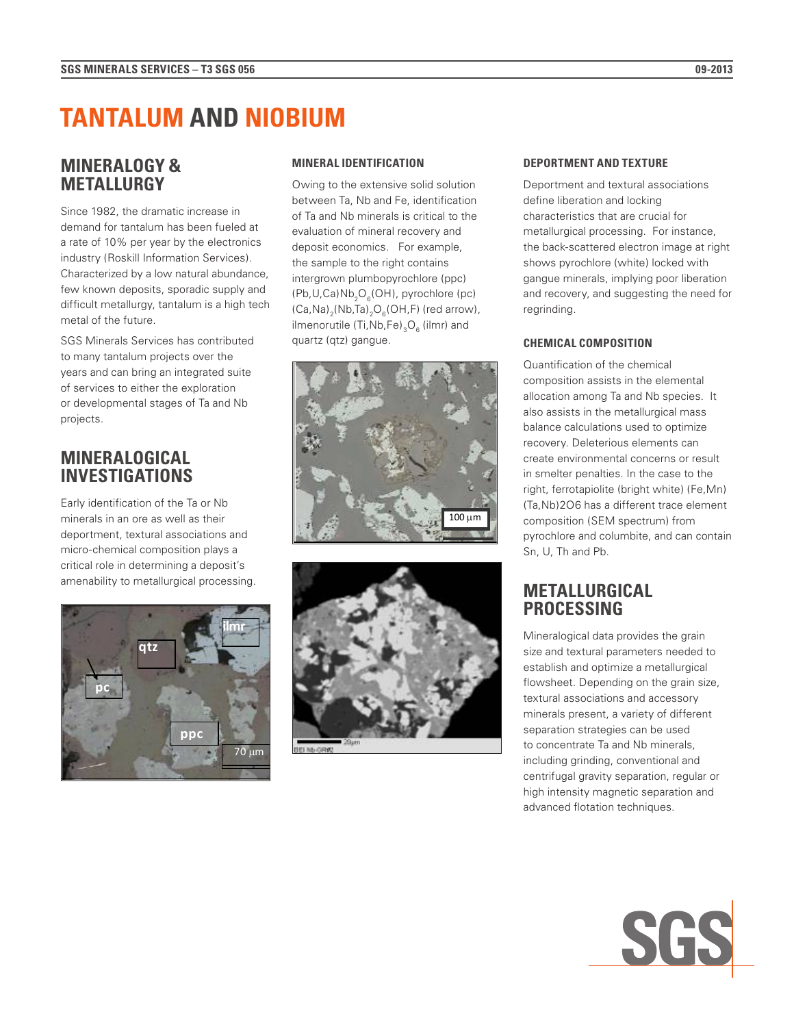# TANTALUM AND NIOBIUM

## MINERALOGY & METALLURGY

Since 1982, the dramatic increase in demand for tantalum has been fueled at a rate of 10% per year by the electronics industry (Roskill Information Services). Characterized by a low natural abundance, few known deposits, sporadic supply and difficult metallurgy, tantalum is a high tech metal of the future.

SGS Minerals Services has contributed to many tantalum projects over the years and can bring an integrated suite of services to either the exploration or developmental stages of Ta and Nb projects.

## MINERALOGICAL INVESTIGATIONS

Early identification of the Ta or Nb minerals in an ore as well as their deportment, textural associations and micro-chemical composition plays a critical role in determining a deposit's amenability to metallurgical processing.

### MINERAL IDENTIFICATION

Owing to the extensive solid solution between Ta, Nb and Fe, identification of Ta and Nb minerals is critical to the evaluation of mineral recovery and deposit economics. For example, the sample to the right contains intergrown plumbopyrochlore (ppc) $(Pb,U,Ca)Nb_2O_6(OH)$, pyrochlore (pc) $(Ca,Na)_2(Nb,Ta)_2O_6(OH,F)$ (red arrow), ilmenorutile $(Ti,Nb,Fe)_3O_6$ (ilmr) and quartz (qtz) gangue.

### DEPORTMENT AND TEXTURE

Deportment and textural associations define liberation and locking characteristics that are crucial for metallurgical processing. For instance, the back-scattered electron image at right shows pyrochlore (white) locked with gangue minerals, implying poor liberation and recovery, and suggesting the need for regrinding.

### CHEMICAL COMPOSITION

Quantification of the chemical composition assists in the elemental allocation among Ta and Nb species. It also assists in the metallurgical mass balance calculations used to optimize recovery. Deleterious elements can create environmental concerns or result in smelter penalties. In the case to the right, ferrotapiolite (bright white) (Fe,Mn)(Ta,Nb)2O6 has a different trace element composition (SEM spectrum) from pyrochlore and columbite, and can contain Sn, U, Th and Pb.

## METALLURGICAL PROCESSING

Mineralogical data provides the grain size and textural parameters needed to establish and optimize a metallurgical flowsheet. Depending on the grain size, textural associations and accessory minerals present, a variety of different separation strategies can be used to concentrate Ta and Nb minerals, including grinding, conventional and centrifugal gravity separation, regular or high intensity magnetic separation and advanced flotation techniques.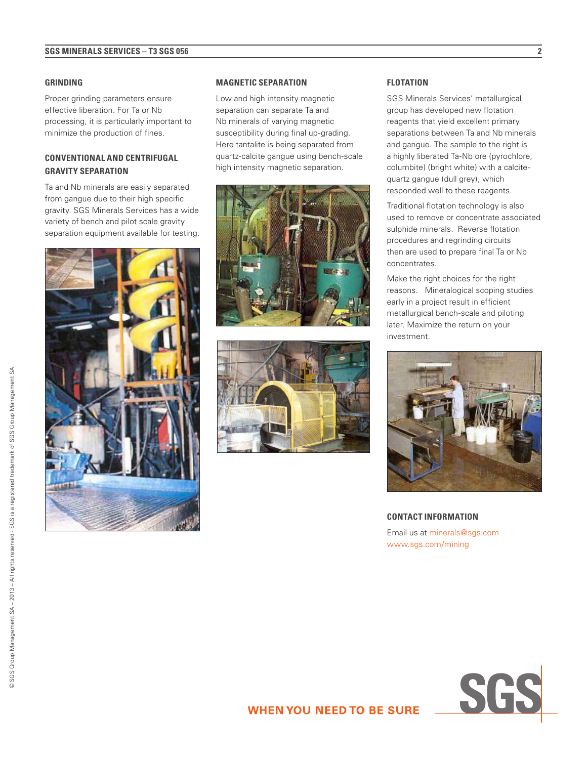## GRINDING

Proper grinding parameters ensure effective liberation. For Ta or Nb processing, it is particularly important to minimize the production of fines.

## CONVENTIONAL AND CENTRIFUGAL GRAVITY SEPARATION

Ta and Nb minerals are easily separated from gangue due to their high specific gravity. SGS Minerals Services has a wide variety of bench and pilot scale gravity separation equipment available for testing.

## MAGNETIC SEPARATION

Low and high intensity magnetic separation can separate Ta and Nb minerals of varying magnetic susceptibility during final up-grading. Here tantalite is being separated from quartz-calcite gangue using bench-scale high intensity magnetic separation.

## FLOTATION

SGS Minerals Services' metallurgical group has developed new flotation reagents that yield excellent primary separations between Ta and Nb minerals and gangue. The sample to the right is a highly liberated Ta-Nb ore (pyrochlore, columbite) (bright white) with a calcite-quartz gangue (dull grey), which responded well to these reagents.

Traditional flotation technology is also used to remove or concentrate associated sulphide minerals. Reverse flotation procedures and regrinding circuits then are used to prepare final Ta or Nb concentrates.

Make the right choices for the right reasons. Mineralogical scoping studies early in a project result in efficient metallurgical bench-scale and piloting later. Maximize the return on your investment.

## CONTACT INFORMATION

Email us at minerals@sgs.com
www.sgs.com/mining

WHEN YOU NEED TO BE SURE

SGS

© SGS Group Management SA – 2013 – All rights reserved - SGS is a registered trademark of SGS Group Management SA